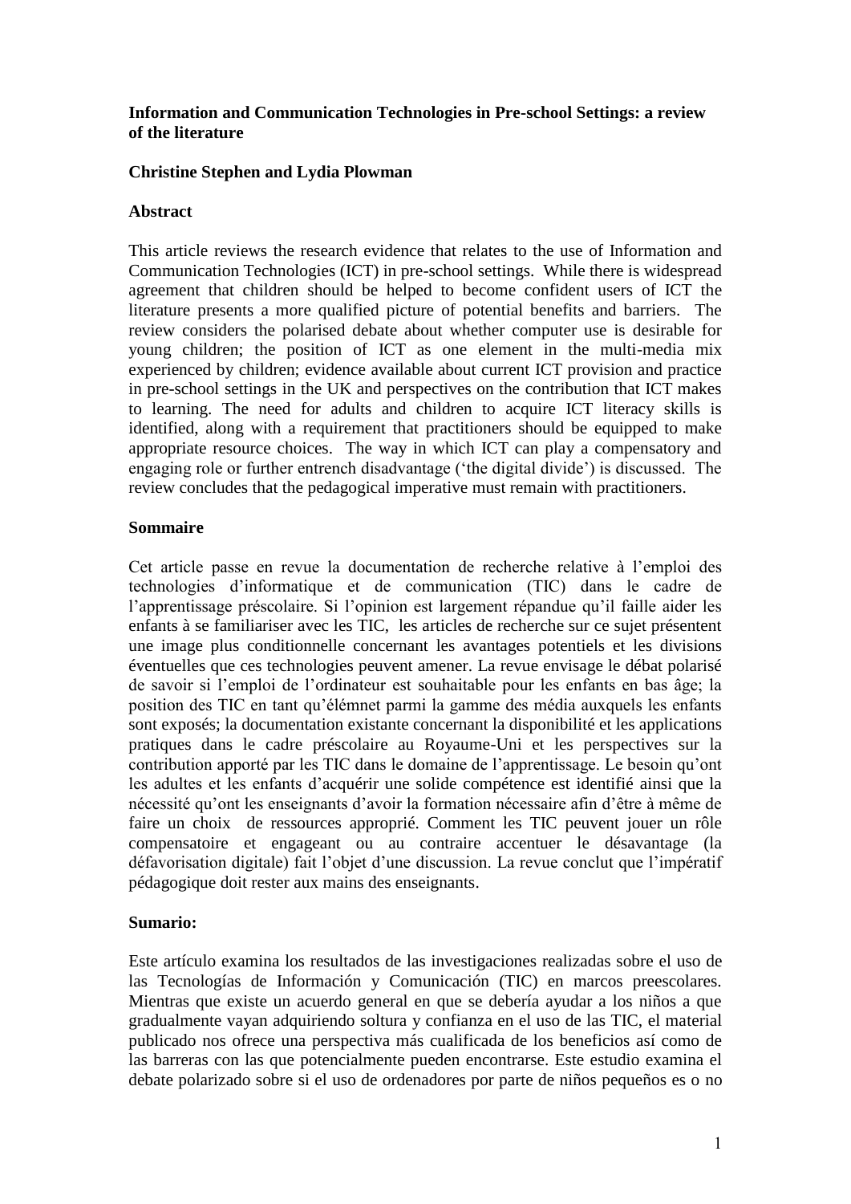**Information and Communication Technologies in Pre-school Settings: a review of the literature**

**Christine Stephen and Lydia Plowman**

**Abstract**

This article reviews the research evidence that relates to the use of Information and Communication Technologies (ICT) in pre-school settings. While there is widespread agreement that children should be helped to become confident users of ICT the literature presents a more qualified picture of potential benefits and barriers. The review considers the polarised debate about whether computer use is desirable for young children; the position of ICT as one element in the multi-media mix experienced by children; evidence available about current ICT provision and practice in pre-school settings in the UK and perspectives on the contribution that ICT makes to learning. The need for adults and children to acquire ICT literacy skills is identified, along with a requirement that practitioners should be equipped to make appropriate resource choices. The way in which ICT can play a compensatory and engaging role or further entrench disadvantage ('the digital divide') is discussed. The review concludes that the pedagogical imperative must remain with practitioners.

**Sommaire**

Cet article passe en revue la documentation de recherche relative à l'emploi des technologies d'informatique et de communication (TIC) dans le cadre de l'apprentissage préscolaire. Si l'opinion est largement répandue qu'il faille aider les enfants à se familiariser avec les TIC, les articles de recherche sur ce sujet présentent une image plus conditionnelle concernant les avantages potentiels et les divisions éventuelles que ces technologies peuvent amener. La revue envisage le débat polarisé de savoir si l'emploi de l'ordinateur est souhaitable pour les enfants en bas âge; la position des TIC en tant qu'élémnet parmi la gamme des média auxquels les enfants sont exposés; la documentation existante concernant la disponibilité et les applications pratiques dans le cadre préscolaire au Royaume-Uni et les perspectives sur la contribution apporté par les TIC dans le domaine de l'apprentissage. Le besoin qu'ont les adultes et les enfants d'acquérir une solide compétence est identifié ainsi que la nécessité qu'ont les enseignants d'avoir la formation nécessaire afin d'être à même de faire un choix de ressources approprié. Comment les TIC peuvent jouer un rôle compensatoire et engageant ou au contraire accentuer le désavantage (la défavorisation digitale) fait l'objet d'une discussion. La revue conclut que l'impératif pédagogique doit rester aux mains des enseignants.

**Sumario:**

Este artículo examina los resultados de las investigaciones realizadas sobre el uso de las Tecnologías de Información y Comunicación (TIC) en marcos preescolares. Mientras que existe un acuerdo general en que se debería ayudar a los niños a que gradualmente vayan adquiriendo soltura y confianza en el uso de las TIC, el material publicado nos ofrece una perspectiva más cualificada de los beneficios así como de las barreras con las que potencialmente pueden encontrarse. Este estudio examina el debate polarizado sobre si el uso de ordenadores por parte de niños pequeños es o no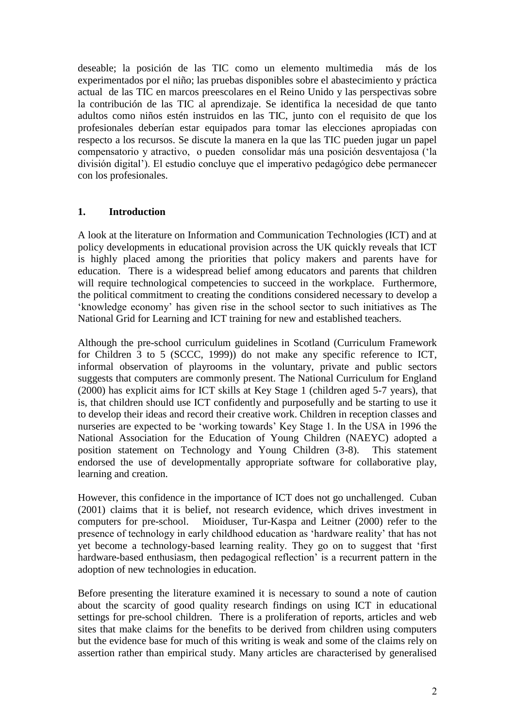deseable; la posición de las TIC como un elemento multimedia más de los experimentados por el niño; las pruebas disponibles sobre el abastecimiento y práctica actual de las TIC en marcos preescolares en el Reino Unido y las perspectivas sobre la contribución de las TIC al aprendizaje. Se identifica la necesidad de que tanto adultos como niños estén instruidos en las TIC, junto con el requisito de que los profesionales deberían estar equipados para tomar las elecciones apropiadas con respecto a los recursos. Se discute la manera en la que las TIC pueden jugar un papel compensatorio y atractivo, o pueden consolidar más una posición desventajosa ('la división digital'). El estudio concluye que el imperativo pedagógico debe permanecer con los profesionales.

## 1. Introduction

A look at the literature on Information and Communication Technologies (ICT) and at policy developments in educational provision across the UK quickly reveals that ICT is highly placed among the priorities that policy makers and parents have for education. There is a widespread belief among educators and parents that children will require technological competencies to succeed in the workplace. Furthermore, the political commitment to creating the conditions considered necessary to develop a 'knowledge economy' has given rise in the school sector to such initiatives as The National Grid for Learning and ICT training for new and established teachers.

Although the pre-school curriculum guidelines in Scotland (Curriculum Framework for Children 3 to 5 (SCCC, 1999)) do not make any specific reference to ICT, informal observation of playrooms in the voluntary, private and public sectors suggests that computers are commonly present. The National Curriculum for England (2000) has explicit aims for ICT skills at Key Stage 1 (children aged 5-7 years), that is, that children should use ICT confidently and purposefully and be starting to use it to develop their ideas and record their creative work. Children in reception classes and nurseries are expected to be 'working towards' Key Stage 1. In the USA in 1996 the National Association for the Education of Young Children (NAEYC) adopted a position statement on Technology and Young Children (3-8). This statement endorsed the use of developmentally appropriate software for collaborative play, learning and creation.

However, this confidence in the importance of ICT does not go unchallenged. Cuban (2001) claims that it is belief, not research evidence, which drives investment in computers for pre-school. Mioiduser, Tur-Kaspa and Leitner (2000) refer to the presence of technology in early childhood education as 'hardware reality' that has not yet become a technology-based learning reality. They go on to suggest that 'first hardware-based enthusiasm, then pedagogical reflection' is a recurrent pattern in the adoption of new technologies in education.

Before presenting the literature examined it is necessary to sound a note of caution about the scarcity of good quality research findings on using ICT in educational settings for pre-school children. There is a proliferation of reports, articles and web sites that make claims for the benefits to be derived from children using computers but the evidence base for much of this writing is weak and some of the claims rely on assertion rather than empirical study. Many articles are characterised by generalised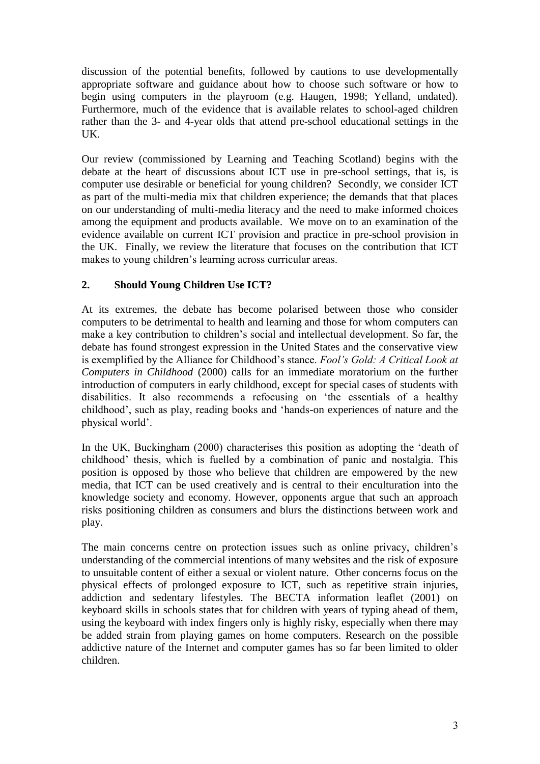discussion of the potential benefits, followed by cautions to use developmentally appropriate software and guidance about how to choose such software or how to begin using computers in the playroom (e.g. Haugen, 1998; Yelland, undated). Furthermore, much of the evidence that is available relates to school-aged children rather than the 3- and 4-year olds that attend pre-school educational settings in the UK.

Our review (commissioned by Learning and Teaching Scotland) begins with the debate at the heart of discussions about ICT use in pre-school settings, that is, is computer use desirable or beneficial for young children? Secondly, we consider ICT as part of the multi-media mix that children experience; the demands that that places on our understanding of multi-media literacy and the need to make informed choices among the equipment and products available. We move on to an examination of the evidence available on current ICT provision and practice in pre-school provision in the UK. Finally, we review the literature that focuses on the contribution that ICT makes to young children's learning across curricular areas.

## 2. Should Young Children Use ICT?

At its extremes, the debate has become polarised between those who consider computers to be detrimental to health and learning and those for whom computers can make a key contribution to children's social and intellectual development. So far, the debate has found strongest expression in the United States and the conservative view is exemplified by the Alliance for Childhood's stance. *Fool's Gold: A Critical Look at Computers in Childhood* (2000) calls for an immediate moratorium on the further introduction of computers in early childhood, except for special cases of students with disabilities. It also recommends a refocusing on 'the essentials of a healthy childhood', such as play, reading books and 'hands-on experiences of nature and the physical world'.

In the UK, Buckingham (2000) characterises this position as adopting the 'death of childhood' thesis, which is fuelled by a combination of panic and nostalgia. This position is opposed by those who believe that children are empowered by the new media, that ICT can be used creatively and is central to their enculturation into the knowledge society and economy. However, opponents argue that such an approach risks positioning children as consumers and blurs the distinctions between work and play.

The main concerns centre on protection issues such as online privacy, children's understanding of the commercial intentions of many websites and the risk of exposure to unsuitable content of either a sexual or violent nature. Other concerns focus on the physical effects of prolonged exposure to ICT, such as repetitive strain injuries, addiction and sedentary lifestyles. The BECTA information leaflet (2001) on keyboard skills in schools states that for children with years of typing ahead of them, using the keyboard with index fingers only is highly risky, especially when there may be added strain from playing games on home computers. Research on the possible addictive nature of the Internet and computer games has so far been limited to older children.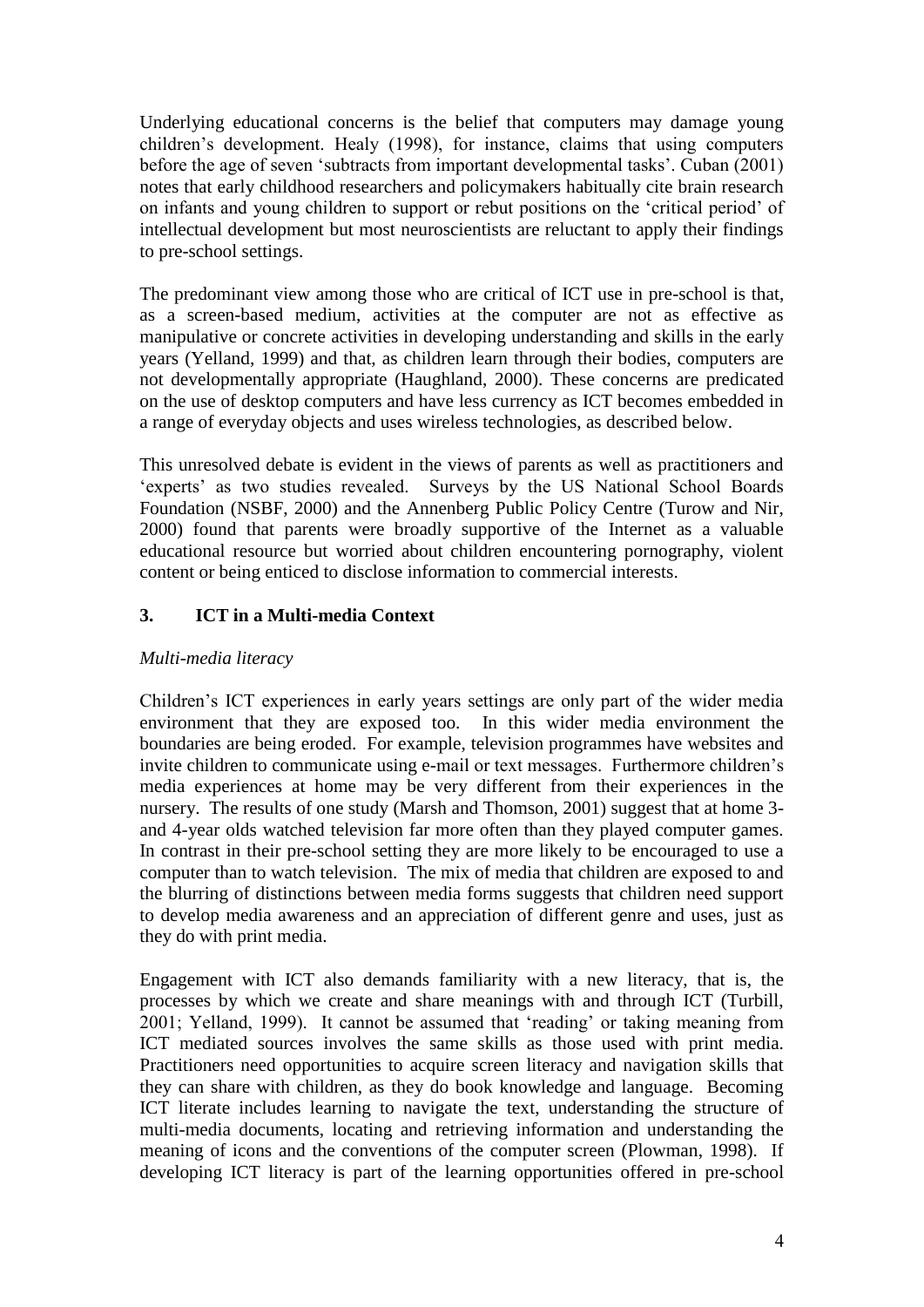Underlying educational concerns is the belief that computers may damage young children's development. Healy (1998), for instance, claims that using computers before the age of seven 'subtracts from important developmental tasks'. Cuban (2001) notes that early childhood researchers and policymakers habitually cite brain research on infants and young children to support or rebut positions on the 'critical period' of intellectual development but most neuroscientists are reluctant to apply their findings to pre-school settings.

The predominant view among those who are critical of ICT use in pre-school is that, as a screen-based medium, activities at the computer are not as effective as manipulative or concrete activities in developing understanding and skills in the early years (Yelland, 1999) and that, as children learn through their bodies, computers are not developmentally appropriate (Haughland, 2000). These concerns are predicated on the use of desktop computers and have less currency as ICT becomes embedded in a range of everyday objects and uses wireless technologies, as described below.

This unresolved debate is evident in the views of parents as well as practitioners and 'experts' as two studies revealed. Surveys by the US National School Boards Foundation (NSBF, 2000) and the Annenberg Public Policy Centre (Turow and Nir, 2000) found that parents were broadly supportive of the Internet as a valuable educational resource but worried about children encountering pornography, violent content or being enticed to disclose information to commercial interests.

## 3. ICT in a Multi-media Context

*Multi-media literacy*

Children's ICT experiences in early years settings are only part of the wider media environment that they are exposed too. In this wider media environment the boundaries are being eroded. For example, television programmes have websites and invite children to communicate using e-mail or text messages. Furthermore children's media experiences at home may be very different from their experiences in the nursery. The results of one study (Marsh and Thomson, 2001) suggest that at home 3- and 4-year olds watched television far more often than they played computer games. In contrast in their pre-school setting they are more likely to be encouraged to use a computer than to watch television. The mix of media that children are exposed to and the blurring of distinctions between media forms suggests that children need support to develop media awareness and an appreciation of different genre and uses, just as they do with print media.

Engagement with ICT also demands familiarity with a new literacy, that is, the processes by which we create and share meanings with and through ICT (Turbill, 2001; Yelland, 1999). It cannot be assumed that 'reading' or taking meaning from ICT mediated sources involves the same skills as those used with print media. Practitioners need opportunities to acquire screen literacy and navigation skills that they can share with children, as they do book knowledge and language. Becoming ICT literate includes learning to navigate the text, understanding the structure of multi-media documents, locating and retrieving information and understanding the meaning of icons and the conventions of the computer screen (Plowman, 1998). If developing ICT literacy is part of the learning opportunities offered in pre-school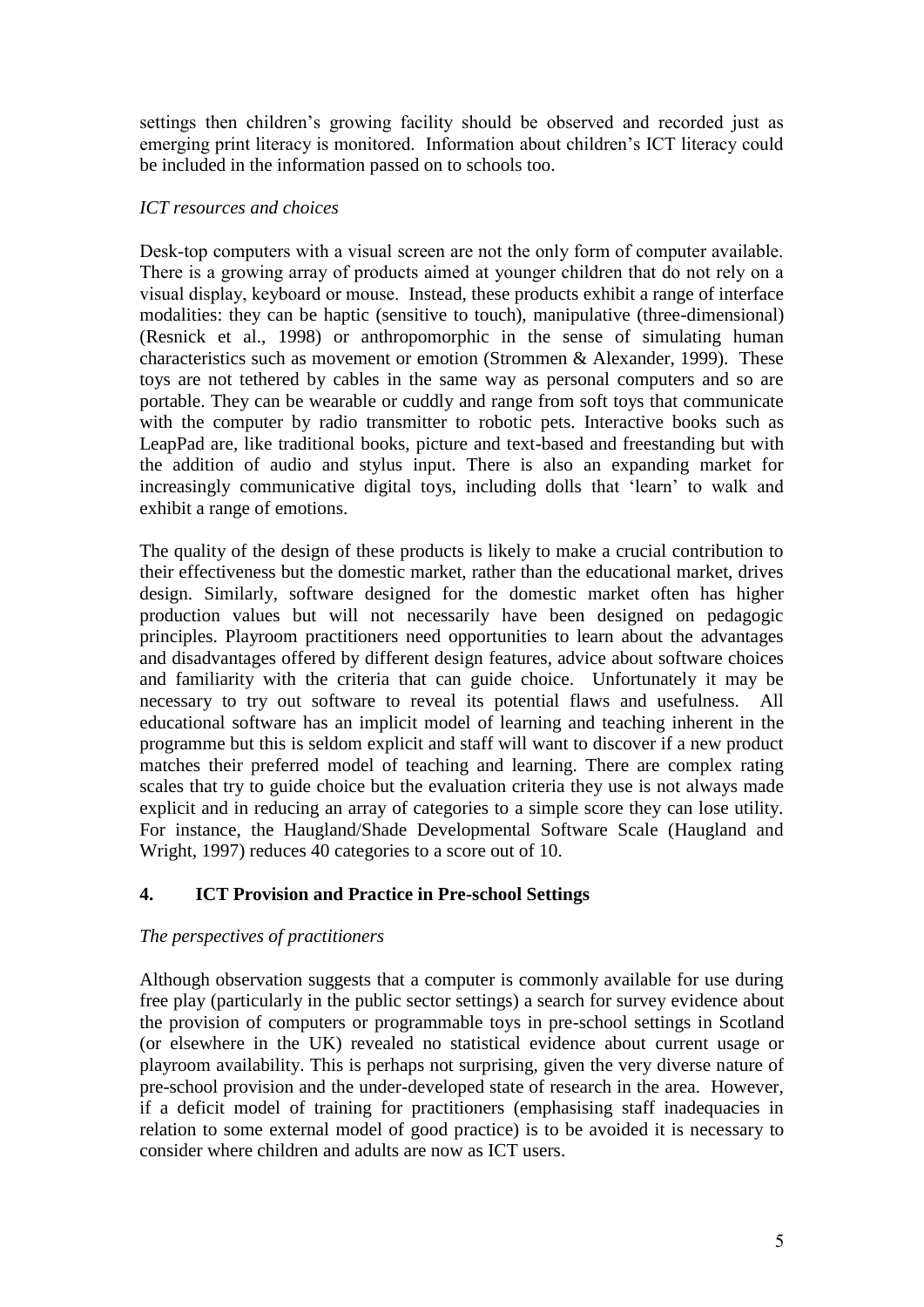settings then children's growing facility should be observed and recorded just as emerging print literacy is monitored. Information about children's ICT literacy could be included in the information passed on to schools too.

*ICT resources and choices*

Desk-top computers with a visual screen are not the only form of computer available. There is a growing array of products aimed at younger children that do not rely on a visual display, keyboard or mouse. Instead, these products exhibit a range of interface modalities: they can be haptic (sensitive to touch), manipulative (three-dimensional) (Resnick et al., 1998) or anthropomorphic in the sense of simulating human characteristics such as movement or emotion (Strommen & Alexander, 1999). These toys are not tethered by cables in the same way as personal computers and so are portable. They can be wearable or cuddly and range from soft toys that communicate with the computer by radio transmitter to robotic pets. Interactive books such as LeapPad are, like traditional books, picture and text-based and freestanding but with the addition of audio and stylus input. There is also an expanding market for increasingly communicative digital toys, including dolls that 'learn' to walk and exhibit a range of emotions.

The quality of the design of these products is likely to make a crucial contribution to their effectiveness but the domestic market, rather than the educational market, drives design. Similarly, software designed for the domestic market often has higher production values but will not necessarily have been designed on pedagogic principles. Playroom practitioners need opportunities to learn about the advantages and disadvantages offered by different design features, advice about software choices and familiarity with the criteria that can guide choice. Unfortunately it may be necessary to try out software to reveal its potential flaws and usefulness. All educational software has an implicit model of learning and teaching inherent in the programme but this is seldom explicit and staff will want to discover if a new product matches their preferred model of teaching and learning. There are complex rating scales that try to guide choice but the evaluation criteria they use is not always made explicit and in reducing an array of categories to a simple score they can lose utility. For instance, the Haugland/Shade Developmental Software Scale (Haugland and Wright, 1997) reduces 40 categories to a score out of 10.

## 4. ICT Provision and Practice in Pre-school Settings

*The perspectives of practitioners*

Although observation suggests that a computer is commonly available for use during free play (particularly in the public sector settings) a search for survey evidence about the provision of computers or programmable toys in pre-school settings in Scotland (or elsewhere in the UK) revealed no statistical evidence about current usage or playroom availability. This is perhaps not surprising, given the very diverse nature of pre-school provision and the under-developed state of research in the area. However, if a deficit model of training for practitioners (emphasising staff inadequacies in relation to some external model of good practice) is to be avoided it is necessary to consider where children and adults are now as ICT users.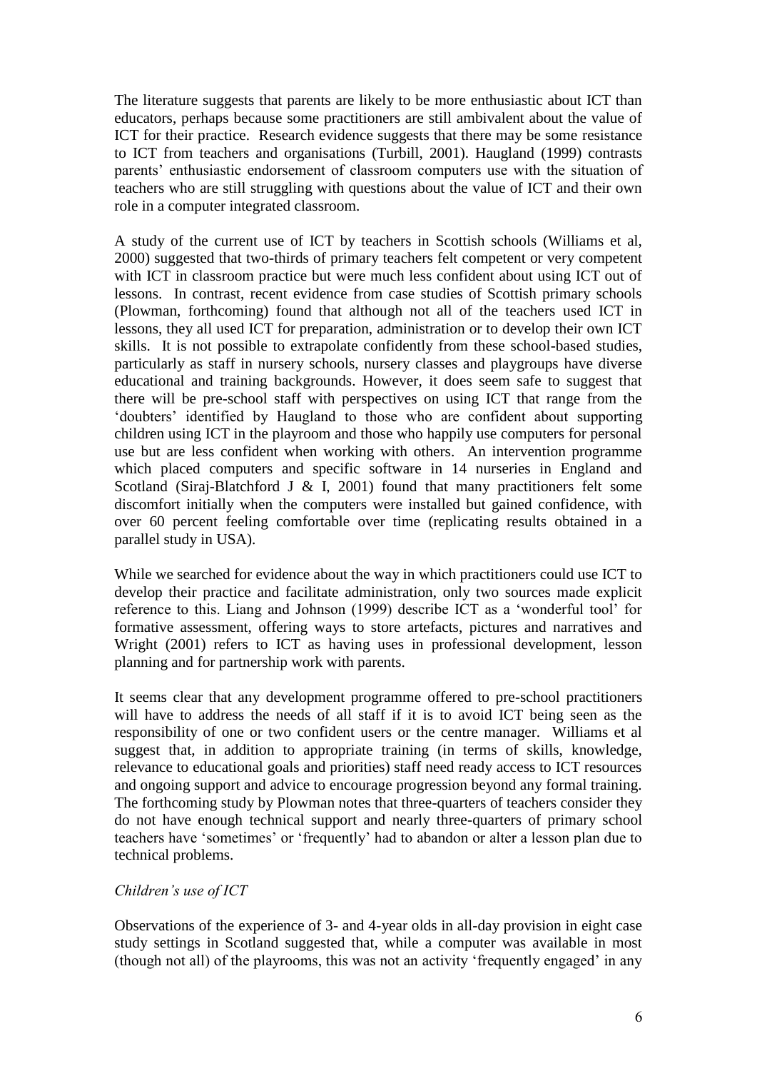The literature suggests that parents are likely to be more enthusiastic about ICT than educators, perhaps because some practitioners are still ambivalent about the value of ICT for their practice. Research evidence suggests that there may be some resistance to ICT from teachers and organisations (Turbill, 2001). Haugland (1999) contrasts parents' enthusiastic endorsement of classroom computers use with the situation of teachers who are still struggling with questions about the value of ICT and their own role in a computer integrated classroom.

A study of the current use of ICT by teachers in Scottish schools (Williams et al, 2000) suggested that two-thirds of primary teachers felt competent or very competent with ICT in classroom practice but were much less confident about using ICT out of lessons. In contrast, recent evidence from case studies of Scottish primary schools (Plowman, forthcoming) found that although not all of the teachers used ICT in lessons, they all used ICT for preparation, administration or to develop their own ICT skills. It is not possible to extrapolate confidently from these school-based studies, particularly as staff in nursery schools, nursery classes and playgroups have diverse educational and training backgrounds. However, it does seem safe to suggest that there will be pre-school staff with perspectives on using ICT that range from the 'doubters' identified by Haugland to those who are confident about supporting children using ICT in the playroom and those who happily use computers for personal use but are less confident when working with others. An intervention programme which placed computers and specific software in 14 nurseries in England and Scotland (Siraj-Blatchford J & I, 2001) found that many practitioners felt some discomfort initially when the computers were installed but gained confidence, with over 60 percent feeling comfortable over time (replicating results obtained in a parallel study in USA).

While we searched for evidence about the way in which practitioners could use ICT to develop their practice and facilitate administration, only two sources made explicit reference to this. Liang and Johnson (1999) describe ICT as a 'wonderful tool' for formative assessment, offering ways to store artefacts, pictures and narratives and Wright (2001) refers to ICT as having uses in professional development, lesson planning and for partnership work with parents.

It seems clear that any development programme offered to pre-school practitioners will have to address the needs of all staff if it is to avoid ICT being seen as the responsibility of one or two confident users or the centre manager. Williams et al suggest that, in addition to appropriate training (in terms of skills, knowledge, relevance to educational goals and priorities) staff need ready access to ICT resources and ongoing support and advice to encourage progression beyond any formal training. The forthcoming study by Plowman notes that three-quarters of teachers consider they do not have enough technical support and nearly three-quarters of primary school teachers have 'sometimes' or 'frequently' had to abandon or alter a lesson plan due to technical problems.

*Children's use of ICT*

Observations of the experience of 3- and 4-year olds in all-day provision in eight case study settings in Scotland suggested that, while a computer was available in most (though not all) of the playrooms, this was not an activity 'frequently engaged' in any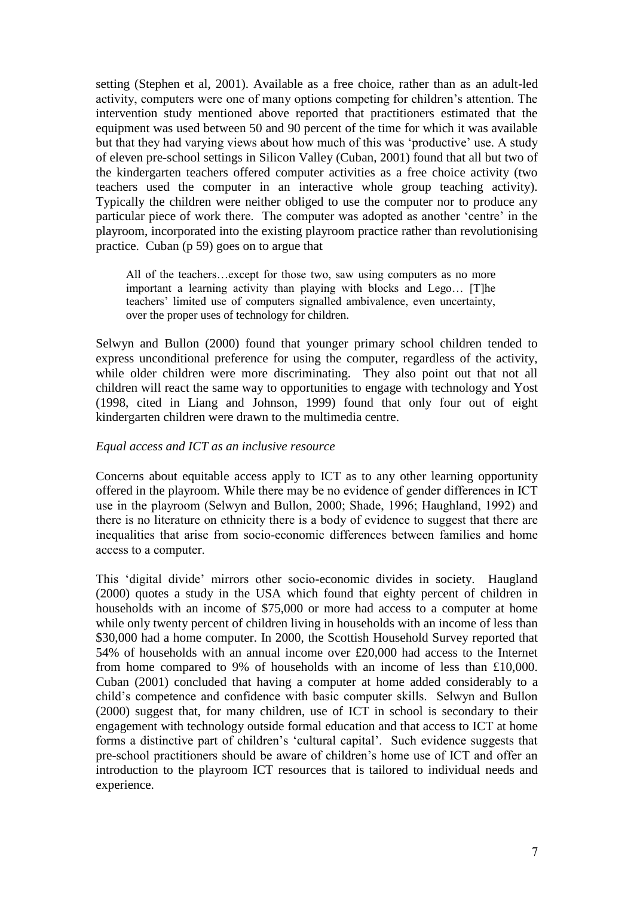setting (Stephen et al, 2001). Available as a free choice, rather than as an adult-led activity, computers were one of many options competing for children's attention. The intervention study mentioned above reported that practitioners estimated that the equipment was used between 50 and 90 percent of the time for which it was available but that they had varying views about how much of this was 'productive' use. A study of eleven pre-school settings in Silicon Valley (Cuban, 2001) found that all but two of the kindergarten teachers offered computer activities as a free choice activity (two teachers used the computer in an interactive whole group teaching activity). Typically the children were neither obliged to use the computer nor to produce any particular piece of work there. The computer was adopted as another 'centre' in the playroom, incorporated into the existing playroom practice rather than revolutionising practice. Cuban (p 59) goes on to argue that

> All of the teachers…except for those two, saw using computers as no more important a learning activity than playing with blocks and Lego… [T]he teachers' limited use of computers signalled ambivalence, even uncertainty, over the proper uses of technology for children.

Selwyn and Bullon (2000) found that younger primary school children tended to express unconditional preference for using the computer, regardless of the activity, while older children were more discriminating. They also point out that not all children will react the same way to opportunities to engage with technology and Yost (1998, cited in Liang and Johnson, 1999) found that only four out of eight kindergarten children were drawn to the multimedia centre.

*Equal access and ICT as an inclusive resource*

Concerns about equitable access apply to ICT as to any other learning opportunity offered in the playroom. While there may be no evidence of gender differences in ICT use in the playroom (Selwyn and Bullon, 2000; Shade, 1996; Haughland, 1992) and there is no literature on ethnicity there is a body of evidence to suggest that there are inequalities that arise from socio-economic differences between families and home access to a computer.

This 'digital divide' mirrors other socio-economic divides in society. Haugland (2000) quotes a study in the USA which found that eighty percent of children in households with an income of $75,000 or more had access to a computer at home while only twenty percent of children living in households with an income of less than $30,000 had a home computer. In 2000, the Scottish Household Survey reported that 54% of households with an annual income over £20,000 had access to the Internet from home compared to 9% of households with an income of less than £10,000. Cuban (2001) concluded that having a computer at home added considerably to a child's competence and confidence with basic computer skills. Selwyn and Bullon (2000) suggest that, for many children, use of ICT in school is secondary to their engagement with technology outside formal education and that access to ICT at home forms a distinctive part of children's 'cultural capital'. Such evidence suggests that pre-school practitioners should be aware of children's home use of ICT and offer an introduction to the playroom ICT resources that is tailored to individual needs and experience.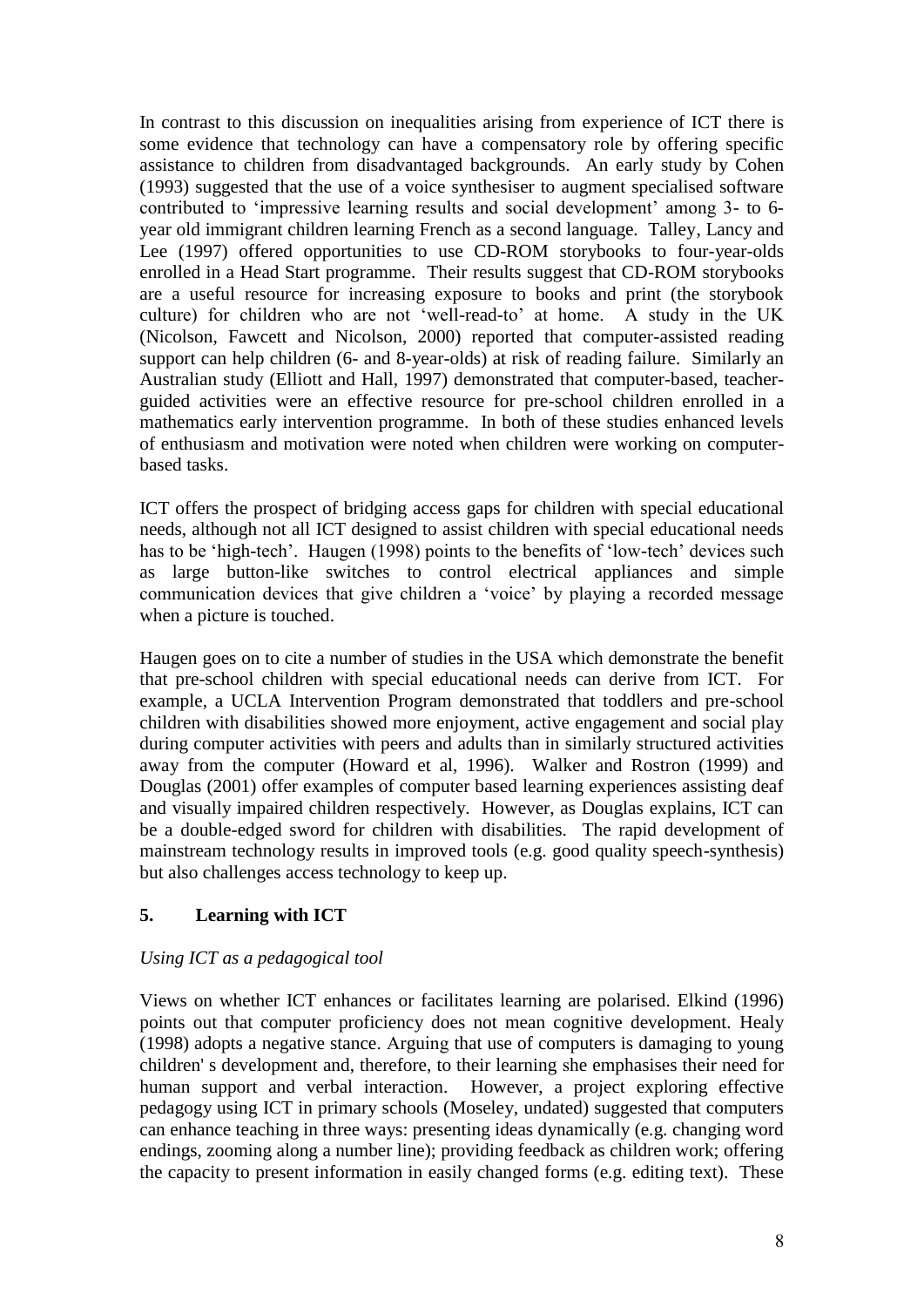In contrast to this discussion on inequalities arising from experience of ICT there is some evidence that technology can have a compensatory role by offering specific assistance to children from disadvantaged backgrounds. An early study by Cohen (1993) suggested that the use of a voice synthesiser to augment specialised software contributed to 'impressive learning results and social development' among 3- to 6-year old immigrant children learning French as a second language. Talley, Lancy and Lee (1997) offered opportunities to use CD-ROM storybooks to four-year-olds enrolled in a Head Start programme. Their results suggest that CD-ROM storybooks are a useful resource for increasing exposure to books and print (the storybook culture) for children who are not 'well-read-to' at home. A study in the UK (Nicolson, Fawcett and Nicolson, 2000) reported that computer-assisted reading support can help children (6- and 8-year-olds) at risk of reading failure. Similarly an Australian study (Elliott and Hall, 1997) demonstrated that computer-based, teacher-guided activities were an effective resource for pre-school children enrolled in a mathematics early intervention programme. In both of these studies enhanced levels of enthusiasm and motivation were noted when children were working on computer-based tasks.

ICT offers the prospect of bridging access gaps for children with special educational needs, although not all ICT designed to assist children with special educational needs has to be 'high-tech'. Haugen (1998) points to the benefits of 'low-tech' devices such as large button-like switches to control electrical appliances and simple communication devices that give children a 'voice' by playing a recorded message when a picture is touched.

Haugen goes on to cite a number of studies in the USA which demonstrate the benefit that pre-school children with special educational needs can derive from ICT. For example, a UCLA Intervention Program demonstrated that toddlers and pre-school children with disabilities showed more enjoyment, active engagement and social play during computer activities with peers and adults than in similarly structured activities away from the computer (Howard et al, 1996). Walker and Rostron (1999) and Douglas (2001) offer examples of computer based learning experiences assisting deaf and visually impaired children respectively. However, as Douglas explains, ICT can be a double-edged sword for children with disabilities. The rapid development of mainstream technology results in improved tools (e.g. good quality speech-synthesis) but also challenges access technology to keep up.

## 5. Learning with ICT

*Using ICT as a pedagogical tool*

Views on whether ICT enhances or facilitates learning are polarised. Elkind (1996) points out that computer proficiency does not mean cognitive development. Healy (1998) adopts a negative stance. Arguing that use of computers is damaging to young children' s development and, therefore, to their learning she emphasises their need for human support and verbal interaction. However, a project exploring effective pedagogy using ICT in primary schools (Moseley, undated) suggested that computers can enhance teaching in three ways: presenting ideas dynamically (e.g. changing word endings, zooming along a number line); providing feedback as children work; offering the capacity to present information in easily changed forms (e.g. editing text). These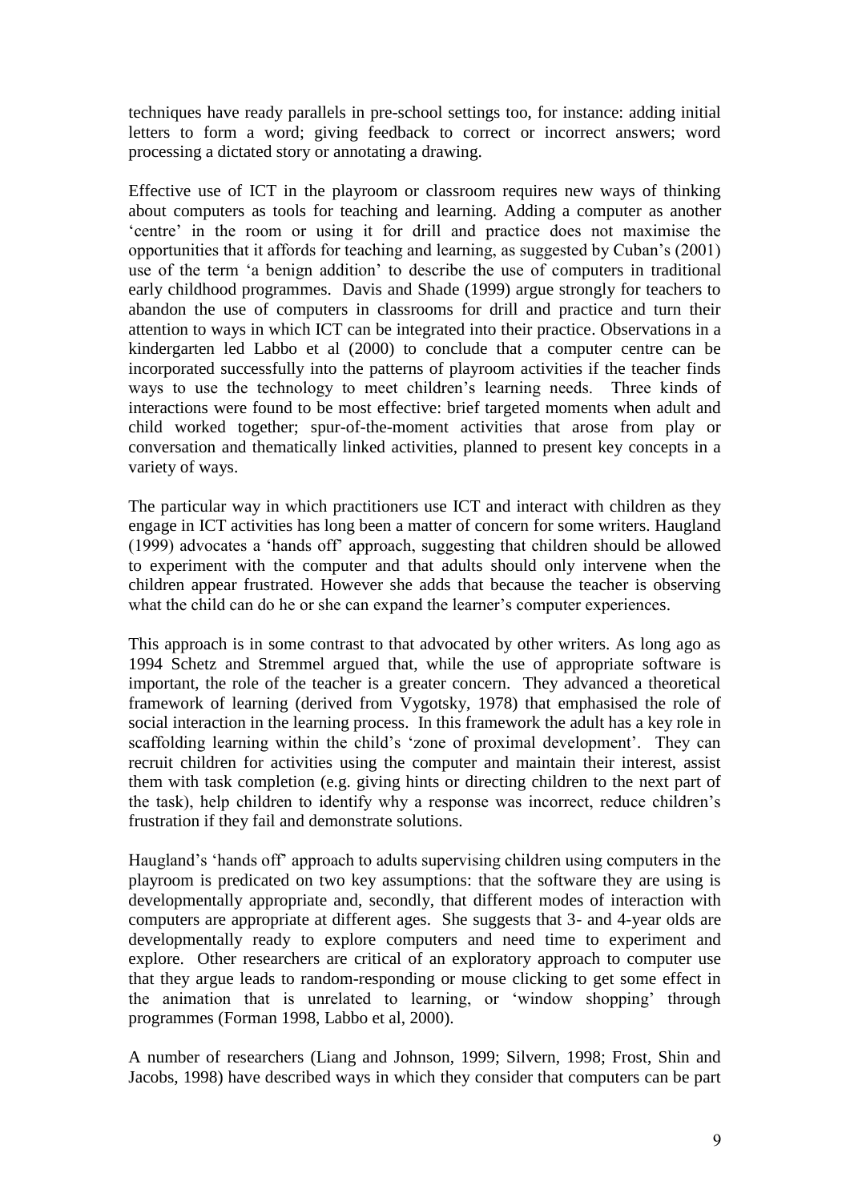techniques have ready parallels in pre-school settings too, for instance: adding initial letters to form a word; giving feedback to correct or incorrect answers; word processing a dictated story or annotating a drawing.

Effective use of ICT in the playroom or classroom requires new ways of thinking about computers as tools for teaching and learning. Adding a computer as another 'centre' in the room or using it for drill and practice does not maximise the opportunities that it affords for teaching and learning, as suggested by Cuban's (2001) use of the term 'a benign addition' to describe the use of computers in traditional early childhood programmes. Davis and Shade (1999) argue strongly for teachers to abandon the use of computers in classrooms for drill and practice and turn their attention to ways in which ICT can be integrated into their practice. Observations in a kindergarten led Labbo et al (2000) to conclude that a computer centre can be incorporated successfully into the patterns of playroom activities if the teacher finds ways to use the technology to meet children's learning needs. Three kinds of interactions were found to be most effective: brief targeted moments when adult and child worked together; spur-of-the-moment activities that arose from play or conversation and thematically linked activities, planned to present key concepts in a variety of ways.

The particular way in which practitioners use ICT and interact with children as they engage in ICT activities has long been a matter of concern for some writers. Haugland (1999) advocates a 'hands off' approach, suggesting that children should be allowed to experiment with the computer and that adults should only intervene when the children appear frustrated. However she adds that because the teacher is observing what the child can do he or she can expand the learner's computer experiences.

This approach is in some contrast to that advocated by other writers. As long ago as 1994 Schetz and Stremmel argued that, while the use of appropriate software is important, the role of the teacher is a greater concern. They advanced a theoretical framework of learning (derived from Vygotsky, 1978) that emphasised the role of social interaction in the learning process. In this framework the adult has a key role in scaffolding learning within the child's 'zone of proximal development'. They can recruit children for activities using the computer and maintain their interest, assist them with task completion (e.g. giving hints or directing children to the next part of the task), help children to identify why a response was incorrect, reduce children's frustration if they fail and demonstrate solutions.

Haugland's 'hands off' approach to adults supervising children using computers in the playroom is predicated on two key assumptions: that the software they are using is developmentally appropriate and, secondly, that different modes of interaction with computers are appropriate at different ages. She suggests that 3- and 4-year olds are developmentally ready to explore computers and need time to experiment and explore. Other researchers are critical of an exploratory approach to computer use that they argue leads to random-responding or mouse clicking to get some effect in the animation that is unrelated to learning, or 'window shopping' through programmes (Forman 1998, Labbo et al, 2000).

A number of researchers (Liang and Johnson, 1999; Silvern, 1998; Frost, Shin and Jacobs, 1998) have described ways in which they consider that computers can be part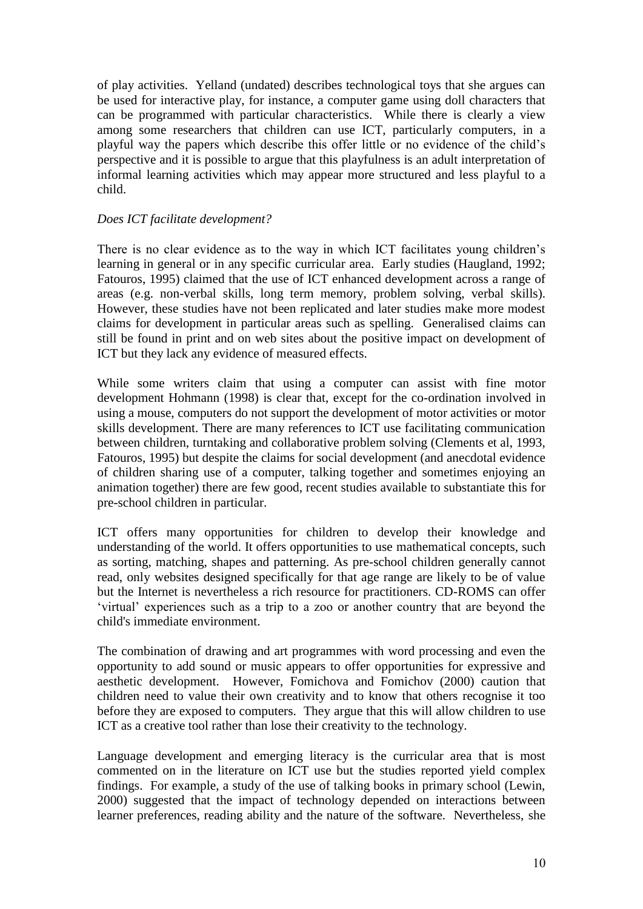of play activities. Yelland (undated) describes technological toys that she argues can be used for interactive play, for instance, a computer game using doll characters that can be programmed with particular characteristics. While there is clearly a view among some researchers that children can use ICT, particularly computers, in a playful way the papers which describe this offer little or no evidence of the child's perspective and it is possible to argue that this playfulness is an adult interpretation of informal learning activities which may appear more structured and less playful to a child.

*Does ICT facilitate development?*

There is no clear evidence as to the way in which ICT facilitates young children's learning in general or in any specific curricular area. Early studies (Haugland, 1992; Fatouros, 1995) claimed that the use of ICT enhanced development across a range of areas (e.g. non-verbal skills, long term memory, problem solving, verbal skills). However, these studies have not been replicated and later studies make more modest claims for development in particular areas such as spelling. Generalised claims can still be found in print and on web sites about the positive impact on development of ICT but they lack any evidence of measured effects.

While some writers claim that using a computer can assist with fine motor development Hohmann (1998) is clear that, except for the co-ordination involved in using a mouse, computers do not support the development of motor activities or motor skills development. There are many references to ICT use facilitating communication between children, turntaking and collaborative problem solving (Clements et al, 1993, Fatouros, 1995) but despite the claims for social development (and anecdotal evidence of children sharing use of a computer, talking together and sometimes enjoying an animation together) there are few good, recent studies available to substantiate this for pre-school children in particular.

ICT offers many opportunities for children to develop their knowledge and understanding of the world. It offers opportunities to use mathematical concepts, such as sorting, matching, shapes and patterning. As pre-school children generally cannot read, only websites designed specifically for that age range are likely to be of value but the Internet is nevertheless a rich resource for practitioners. CD-ROMS can offer 'virtual' experiences such as a trip to a zoo or another country that are beyond the child's immediate environment.

The combination of drawing and art programmes with word processing and even the opportunity to add sound or music appears to offer opportunities for expressive and aesthetic development. However, Fomichova and Fomichov (2000) caution that children need to value their own creativity and to know that others recognise it too before they are exposed to computers. They argue that this will allow children to use ICT as a creative tool rather than lose their creativity to the technology.

Language development and emerging literacy is the curricular area that is most commented on in the literature on ICT use but the studies reported yield complex findings. For example, a study of the use of talking books in primary school (Lewin, 2000) suggested that the impact of technology depended on interactions between learner preferences, reading ability and the nature of the software. Nevertheless, she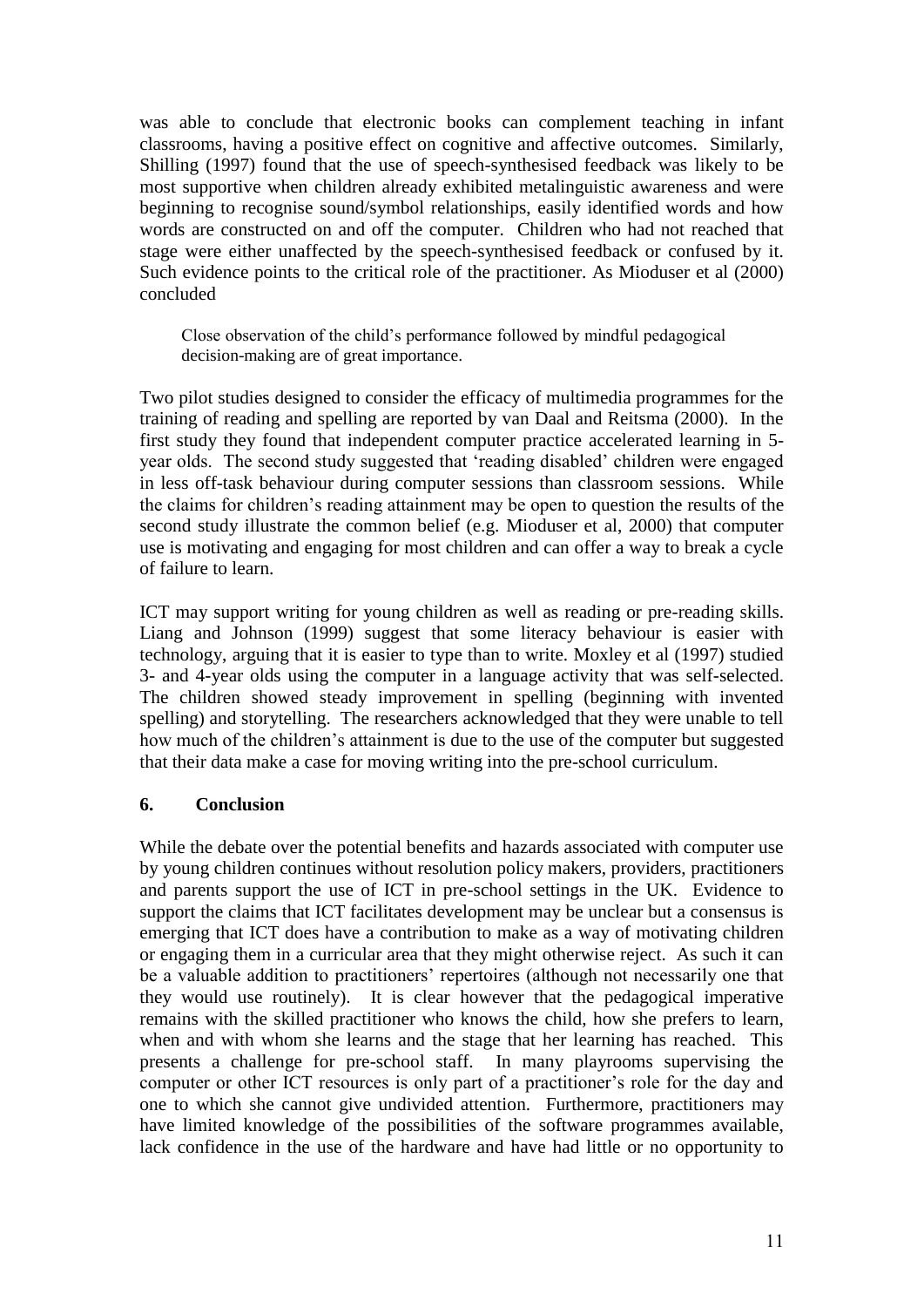was able to conclude that electronic books can complement teaching in infant classrooms, having a positive effect on cognitive and affective outcomes. Similarly, Shilling (1997) found that the use of speech-synthesised feedback was likely to be most supportive when children already exhibited metalinguistic awareness and were beginning to recognise sound/symbol relationships, easily identified words and how words are constructed on and off the computer. Children who had not reached that stage were either unaffected by the speech-synthesised feedback or confused by it. Such evidence points to the critical role of the practitioner. As Mioduser et al (2000) concluded

> Close observation of the child's performance followed by mindful pedagogical decision-making are of great importance.

Two pilot studies designed to consider the efficacy of multimedia programmes for the training of reading and spelling are reported by van Daal and Reitsma (2000). In the first study they found that independent computer practice accelerated learning in 5-year olds. The second study suggested that 'reading disabled' children were engaged in less off-task behaviour during computer sessions than classroom sessions. While the claims for children's reading attainment may be open to question the results of the second study illustrate the common belief (e.g. Mioduser et al, 2000) that computer use is motivating and engaging for most children and can offer a way to break a cycle of failure to learn.

ICT may support writing for young children as well as reading or pre-reading skills. Liang and Johnson (1999) suggest that some literacy behaviour is easier with technology, arguing that it is easier to type than to write. Moxley et al (1997) studied 3- and 4-year olds using the computer in a language activity that was self-selected. The children showed steady improvement in spelling (beginning with invented spelling) and storytelling. The researchers acknowledged that they were unable to tell how much of the children's attainment is due to the use of the computer but suggested that their data make a case for moving writing into the pre-school curriculum.

## 6. Conclusion

While the debate over the potential benefits and hazards associated with computer use by young children continues without resolution policy makers, providers, practitioners and parents support the use of ICT in pre-school settings in the UK. Evidence to support the claims that ICT facilitates development may be unclear but a consensus is emerging that ICT does have a contribution to make as a way of motivating children or engaging them in a curricular area that they might otherwise reject. As such it can be a valuable addition to practitioners' repertoires (although not necessarily one that they would use routinely). It is clear however that the pedagogical imperative remains with the skilled practitioner who knows the child, how she prefers to learn, when and with whom she learns and the stage that her learning has reached. This presents a challenge for pre-school staff. In many playrooms supervising the computer or other ICT resources is only part of a practitioner's role for the day and one to which she cannot give undivided attention. Furthermore, practitioners may have limited knowledge of the possibilities of the software programmes available, lack confidence in the use of the hardware and have had little or no opportunity to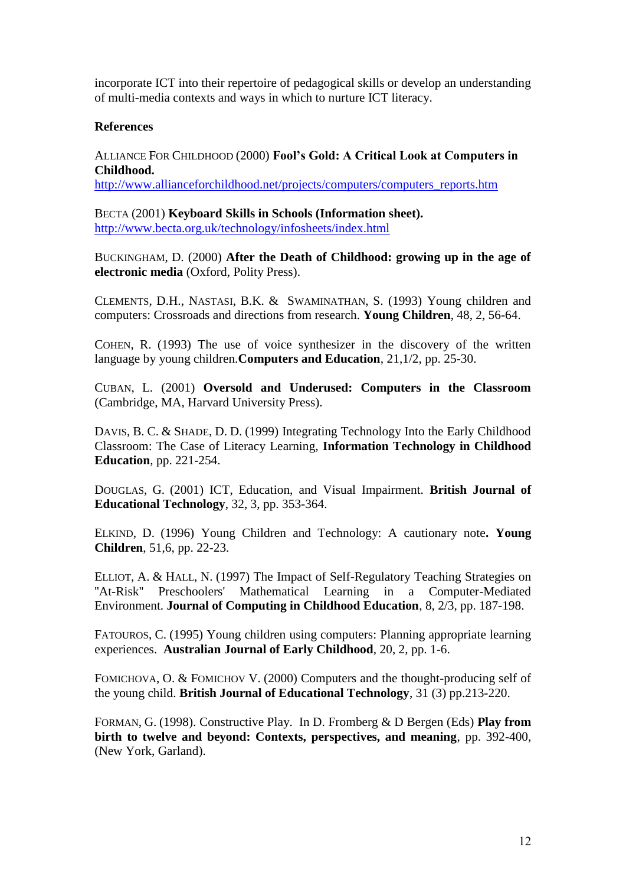incorporate ICT into their repertoire of pedagogical skills or develop an understanding of multi-media contexts and ways in which to nurture ICT literacy.

**References**

ALLIANCE FOR CHILDHOOD (2000) **Fool's Gold: A Critical Look at Computers in Childhood.** http://www.allianceforchildhood.net/projects/computers/computers_reports.htm

BECTA (2001) **Keyboard Skills in Schools (Information sheet).** http://www.becta.org.uk/technology/infosheets/index.html

BUCKINGHAM, D. (2000) **After the Death of Childhood: growing up in the age of electronic media** (Oxford, Polity Press).

CLEMENTS, D.H., NASTASI, B.K. & SWAMINATHAN, S. (1993) Young children and computers: Crossroads and directions from research. **Young Children**, 48, 2, 56-64.

COHEN, R. (1993) The use of voice synthesizer in the discovery of the written language by young children.**Computers and Education**, 21,1/2, pp. 25-30.

CUBAN, L. (2001) **Oversold and Underused: Computers in the Classroom** (Cambridge, MA, Harvard University Press).

DAVIS, B. C. & SHADE, D. D. (1999) Integrating Technology Into the Early Childhood Classroom: The Case of Literacy Learning, **Information Technology in Childhood Education**, pp. 221-254.

DOUGLAS, G. (2001) ICT, Education, and Visual Impairment. **British Journal of Educational Technology**, 32, 3, pp. 353-364.

ELKIND, D. (1996) Young Children and Technology: A cautionary note**. Young Children**, 51,6, pp. 22-23.

ELLIOT, A. & HALL, N. (1997) The Impact of Self-Regulatory Teaching Strategies on "At-Risk" Preschoolers' Mathematical Learning in a Computer-Mediated Environment. **Journal of Computing in Childhood Education**, 8, 2/3, pp. 187-198.

FATOUROS, C. (1995) Young children using computers: Planning appropriate learning experiences. **Australian Journal of Early Childhood**, 20, 2, pp. 1-6.

FOMICHOVA, O. & FOMICHOV V. (2000) Computers and the thought-producing self of the young child. **British Journal of Educational Technology**, 31 (3) pp.213-220.

FORMAN, G. (1998). Constructive Play. In D. Fromberg & D Bergen (Eds) **Play from birth to twelve and beyond: Contexts, perspectives, and meaning**, pp. 392-400, (New York, Garland).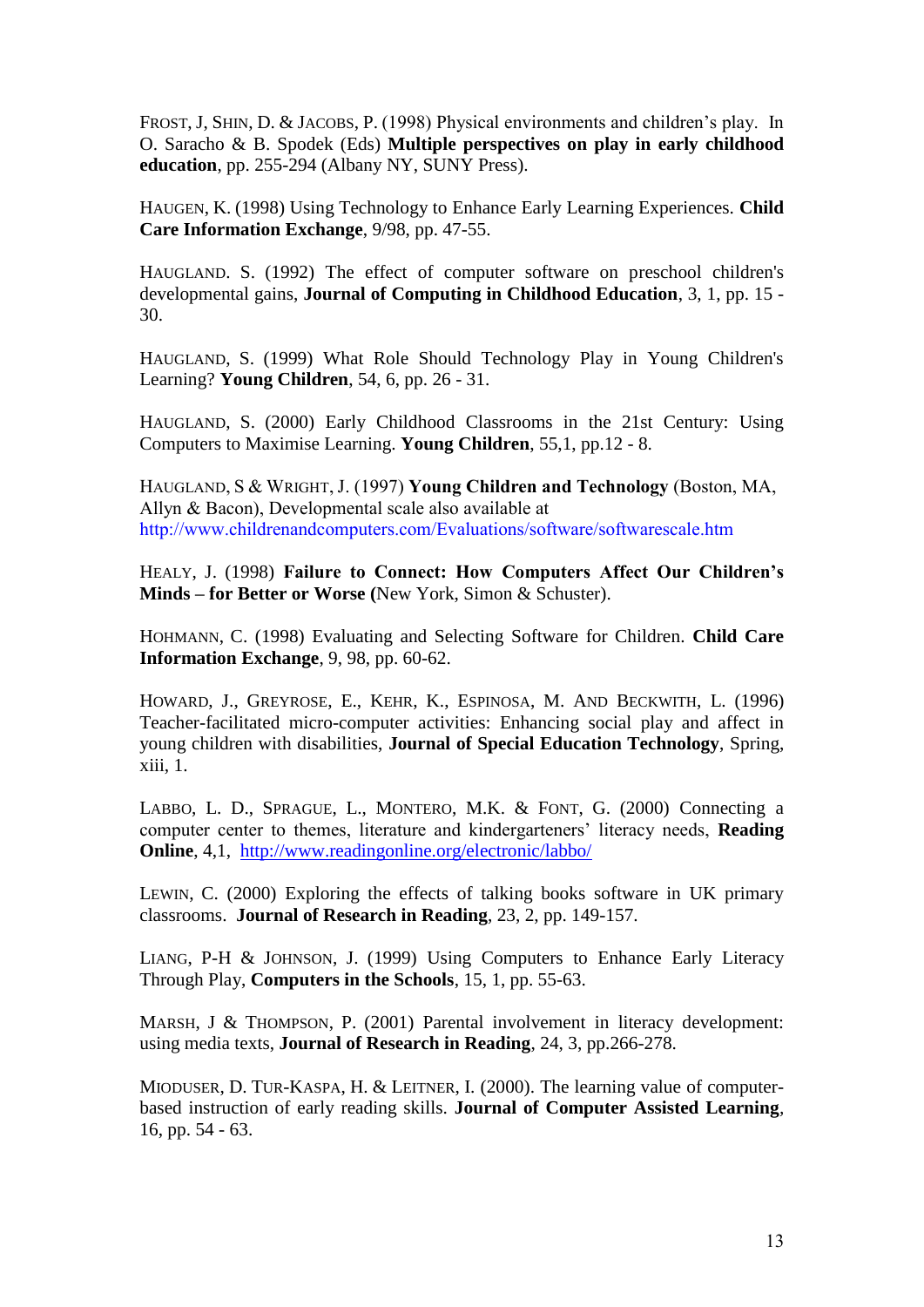FROST, J, SHIN, D. & JACOBS, P. (1998) Physical environments and children's play. In O. Saracho & B. Spodek (Eds) **Multiple perspectives on play in early childhood education**, pp. 255-294 (Albany NY, SUNY Press).

HAUGEN, K. (1998) Using Technology to Enhance Early Learning Experiences. **Child Care Information Exchange**, 9/98, pp. 47-55.

HAUGLAND. S. (1992) The effect of computer software on preschool children's developmental gains, **Journal of Computing in Childhood Education**, 3, 1, pp. 15 - 30.

HAUGLAND, S. (1999) What Role Should Technology Play in Young Children's Learning? **Young Children**, 54, 6, pp. 26 - 31.

HAUGLAND, S. (2000) Early Childhood Classrooms in the 21st Century: Using Computers to Maximise Learning. **Young Children**, 55,1, pp.12 - 8.

HAUGLAND, S & WRIGHT, J. (1997) **Young Children and Technology** (Boston, MA, Allyn & Bacon), Developmental scale also available at http://www.childrenandcomputers.com/Evaluations/software/softwarescale.htm

HEALY, J. (1998) **Failure to Connect: How Computers Affect Our Children's Minds – for Better or Worse (**New York, Simon & Schuster).

HOHMANN, C. (1998) Evaluating and Selecting Software for Children. **Child Care Information Exchange**, 9, 98, pp. 60-62.

HOWARD, J., GREYROSE, E., KEHR, K., ESPINOSA, M. AND BECKWITH, L. (1996) Teacher-facilitated micro-computer activities: Enhancing social play and affect in young children with disabilities, **Journal of Special Education Technology**, Spring, xiii, 1.

LABBO, L. D., SPRAGUE, L., MONTERO, M.K. & FONT, G. (2000) Connecting a computer center to themes, literature and kindergarteners' literacy needs, **Reading Online**, 4,1, http://www.readingonline.org/electronic/labbo/

LEWIN, C. (2000) Exploring the effects of talking books software in UK primary classrooms. **Journal of Research in Reading**, 23, 2, pp. 149-157.

LIANG, P-H & JOHNSON, J. (1999) Using Computers to Enhance Early Literacy Through Play, **Computers in the Schools**, 15, 1, pp. 55-63.

MARSH, J & THOMPSON, P. (2001) Parental involvement in literacy development: using media texts, **Journal of Research in Reading**, 24, 3, pp.266-278.

MIODUSER, D. TUR-KASPA, H. & LEITNER, I. (2000). The learning value of computer-based instruction of early reading skills. **Journal of Computer Assisted Learning**, 16, pp. 54 - 63.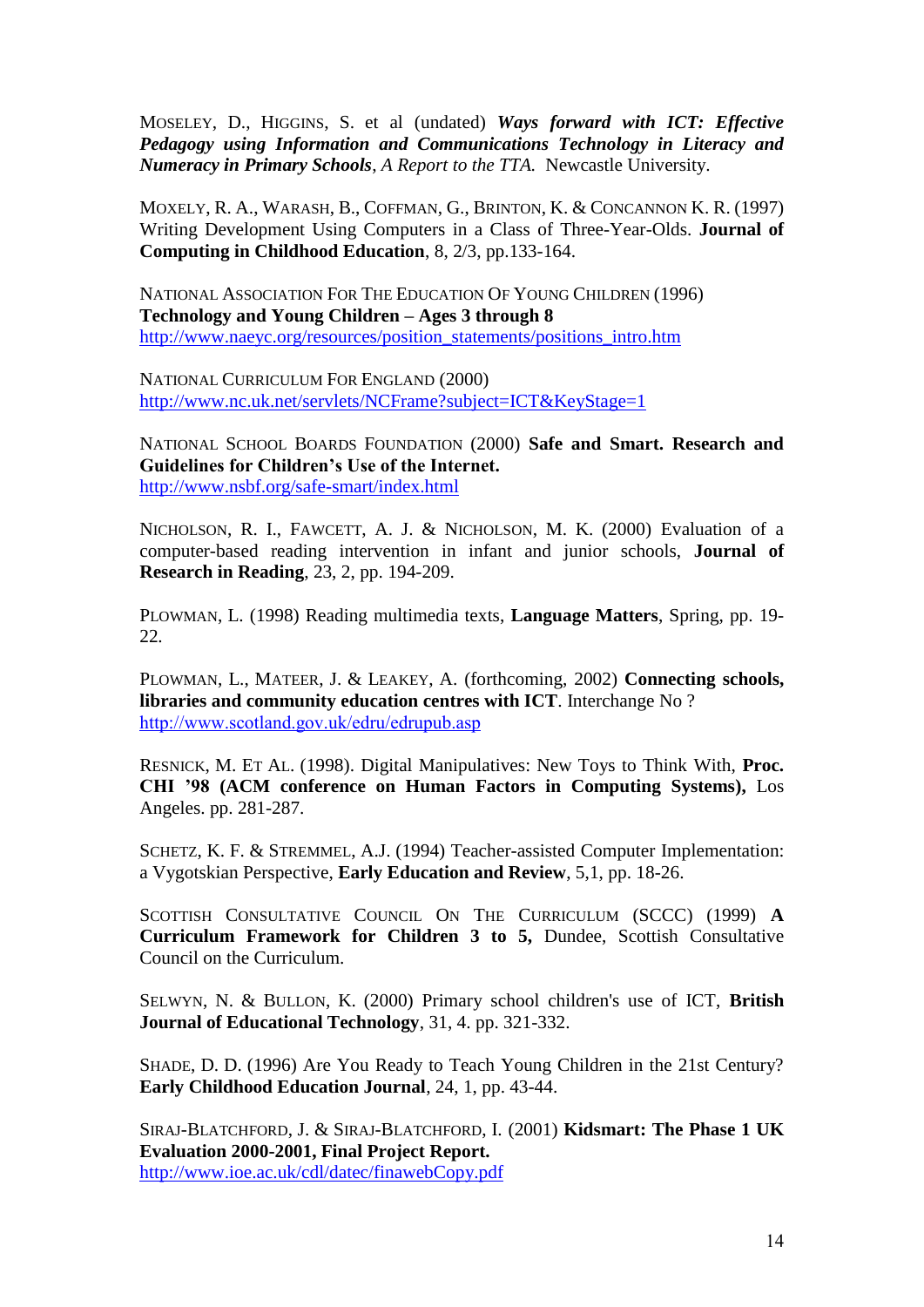MOSELEY, D., HIGGINS, S. et al (undated) ***Ways forward with ICT: Effective Pedagogy using Information and Communications Technology in Literacy and Numeracy in Primary Schools***, *A Report to the TTA.* Newcastle University.

MOXELY, R. A., WARASH, B., COFFMAN, G., BRINTON, K. & CONCANNON K. R. (1997) Writing Development Using Computers in a Class of Three-Year-Olds. **Journal of Computing in Childhood Education**, 8, 2/3, pp.133-164.

NATIONAL ASSOCIATION FOR THE EDUCATION OF YOUNG CHILDREN (1996) **Technology and Young Children – Ages 3 through 8**
http://www.naeyc.org/resources/position_statements/positions_intro.htm

NATIONAL CURRICULUM FOR ENGLAND (2000)
http://www.nc.uk.net/servlets/NCFrame?subject=ICT&KeyStage=1

NATIONAL SCHOOL BOARDS FOUNDATION (2000) **Safe and Smart. Research and Guidelines for Children's Use of the Internet.**
http://www.nsbf.org/safe-smart/index.html

NICHOLSON, R. I., FAWCETT, A. J. & NICHOLSON, M. K. (2000) Evaluation of a computer-based reading intervention in infant and junior schools, **Journal of Research in Reading**, 23, 2, pp. 194-209.

PLOWMAN, L. (1998) Reading multimedia texts, **Language Matters**, Spring, pp. 19-22.

PLOWMAN, L., MATEER, J. & LEAKEY, A. (forthcoming, 2002) **Connecting schools, libraries and community education centres with ICT**. Interchange No ?
http://www.scotland.gov.uk/edru/edrupub.asp

RESNICK, M. ET AL. (1998). Digital Manipulatives: New Toys to Think With, **Proc. CHI '98 (ACM conference on Human Factors in Computing Systems),** Los Angeles. pp. 281-287.

SCHETZ, K. F. & STREMMEL, A.J. (1994) Teacher-assisted Computer Implementation: a Vygotskian Perspective, **Early Education and Review**, 5,1, pp. 18-26.

SCOTTISH CONSULTATIVE COUNCIL ON THE CURRICULUM (SCCC) (1999) **A Curriculum Framework for Children 3 to 5,** Dundee, Scottish Consultative Council on the Curriculum.

SELWYN, N. & BULLON, K. (2000) Primary school children's use of ICT, **British Journal of Educational Technology**, 31, 4. pp. 321-332.

SHADE, D. D. (1996) Are You Ready to Teach Young Children in the 21st Century? **Early Childhood Education Journal**, 24, 1, pp. 43-44.

SIRAJ-BLATCHFORD, J. & SIRAJ-BLATCHFORD, I. (2001) **Kidsmart: The Phase 1 UK Evaluation 2000-2001, Final Project Report.**
http://www.ioe.ac.uk/cdl/datec/finawebCopy.pdf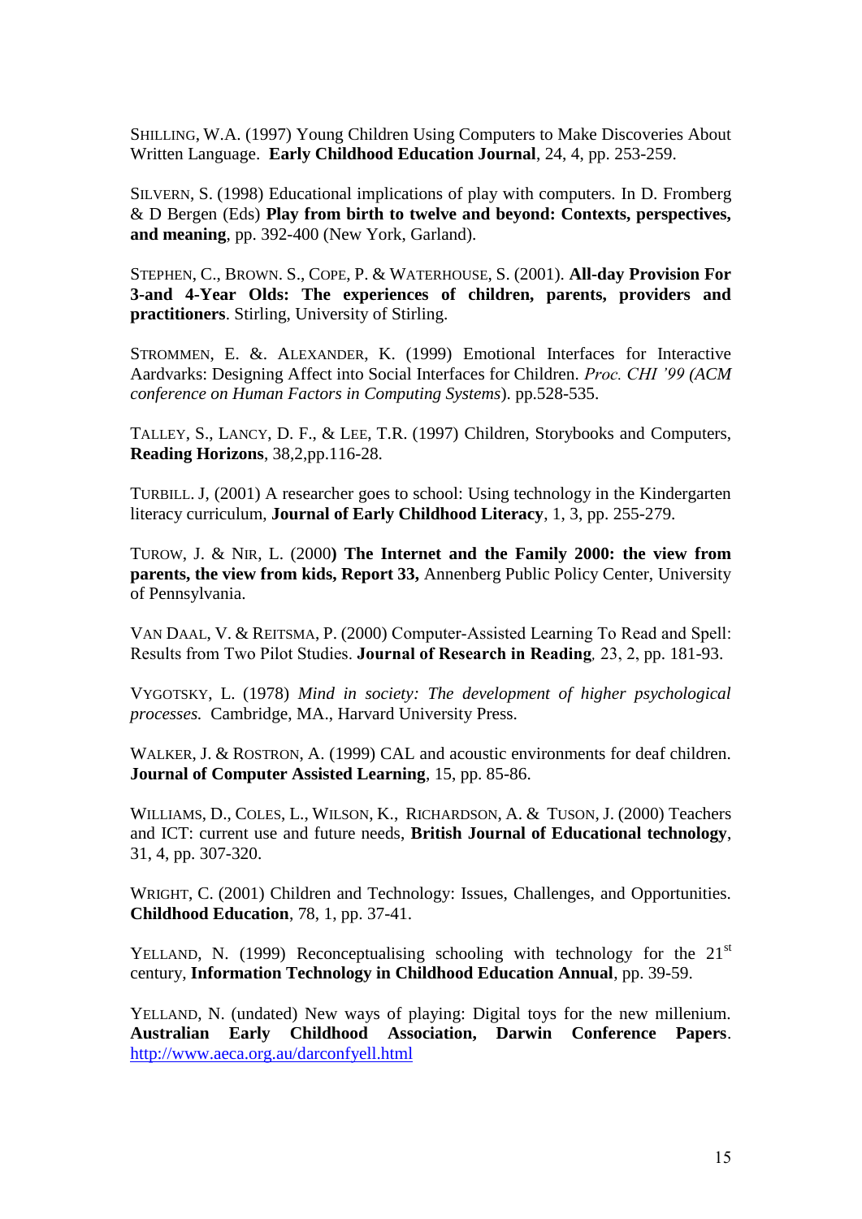SHILLING, W.A. (1997) Young Children Using Computers to Make Discoveries About Written Language. **Early Childhood Education Journal**, 24, 4, pp. 253-259.

SILVERN, S. (1998) Educational implications of play with computers. In D. Fromberg & D Bergen (Eds) **Play from birth to twelve and beyond: Contexts, perspectives, and meaning**, pp. 392-400 (New York, Garland).

STEPHEN, C., BROWN. S., COPE, P. & WATERHOUSE, S. (2001). **All-day Provision For 3-and 4-Year Olds: The experiences of children, parents, providers and practitioners**. Stirling, University of Stirling.

STROMMEN, E. &. ALEXANDER, K. (1999) Emotional Interfaces for Interactive Aardvarks: Designing Affect into Social Interfaces for Children. *Proc. CHI '99 (ACM conference on Human Factors in Computing Systems*). pp.528-535.

TALLEY, S., LANCY, D. F., & LEE, T.R. (1997) Children, Storybooks and Computers, **Reading Horizons**, 38,2,pp.116-28.

TURBILL. J, (2001) A researcher goes to school: Using technology in the Kindergarten literacy curriculum, **Journal of Early Childhood Literacy**, 1, 3, pp. 255-279.

TUROW, J. & NIR, L. (2000**) The Internet and the Family 2000: the view from parents, the view from kids, Report 33,** Annenberg Public Policy Center, University of Pennsylvania.

VAN DAAL, V. & REITSMA, P. (2000) Computer-Assisted Learning To Read and Spell: Results from Two Pilot Studies. **Journal of Research in Reading***,* 23, 2, pp. 181-93.

VYGOTSKY, L. (1978) *Mind in society: The development of higher psychological processes.* Cambridge, MA., Harvard University Press.

WALKER, J. & ROSTRON, A. (1999) CAL and acoustic environments for deaf children. **Journal of Computer Assisted Learning**, 15, pp. 85-86.

WILLIAMS, D., COLES, L., WILSON, K., RICHARDSON, A. & TUSON, J. (2000) Teachers and ICT: current use and future needs, **British Journal of Educational technology**, 31, 4, pp. 307-320.

WRIGHT, C. (2001) Children and Technology: Issues, Challenges, and Opportunities. **Childhood Education**, 78, 1, pp. 37-41.

YELLAND, N. (1999) Reconceptualising schooling with technology for the 21st century, **Information Technology in Childhood Education Annual**, pp. 39-59.

YELLAND, N. (undated) New ways of playing: Digital toys for the new millenium. **Australian Early Childhood Association, Darwin Conference Papers**. http://www.aeca.org.au/darconfyell.html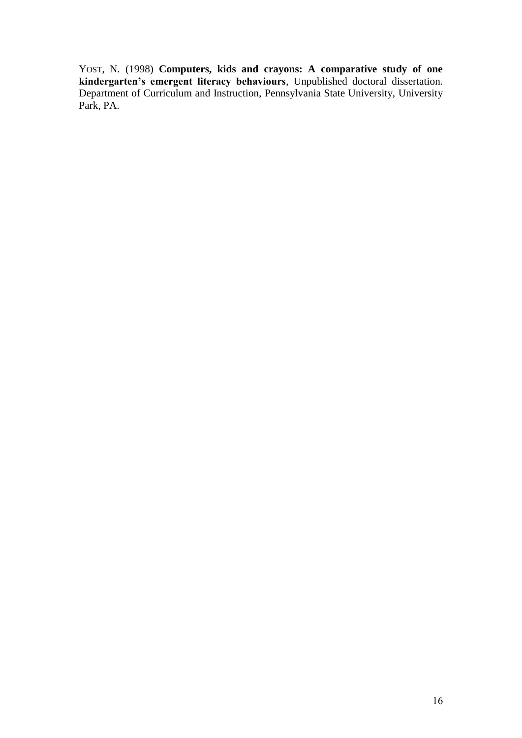YOST, N. (1998) **Computers, kids and crayons: A comparative study of one kindergarten's emergent literacy behaviours**, Unpublished doctoral dissertation. Department of Curriculum and Instruction, Pennsylvania State University, University Park, PA.